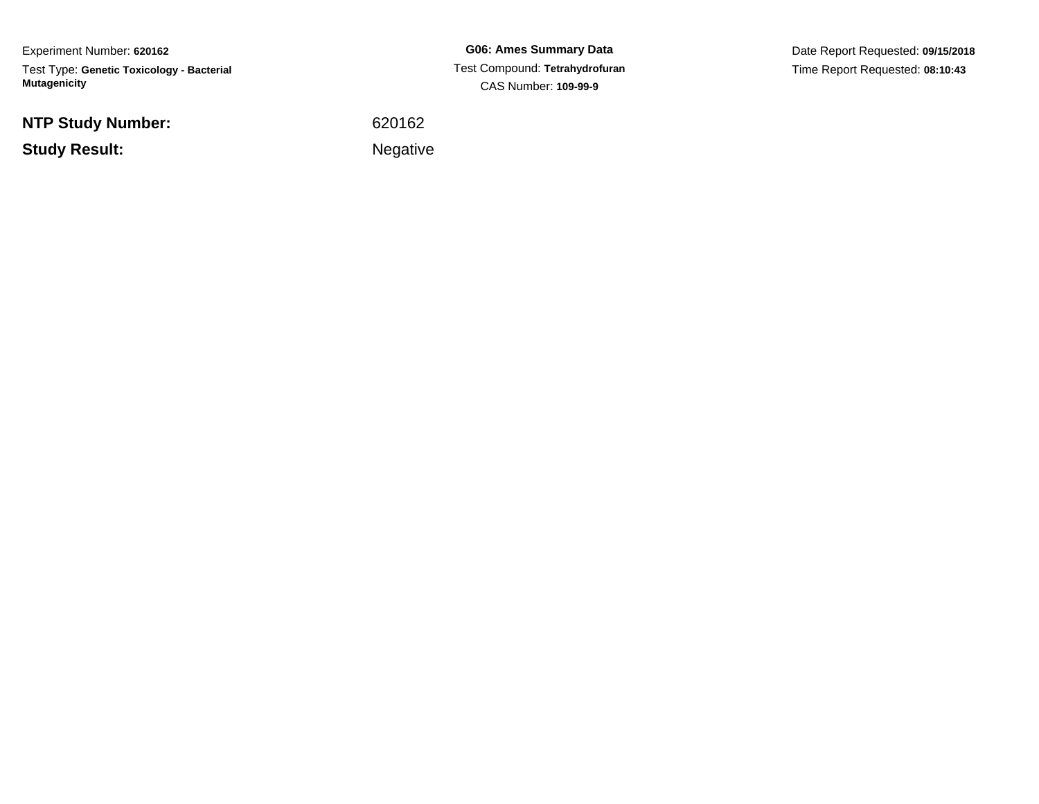Experiment Number: **620162**

Test Type: **Genetic Toxicology - Bacterial Mutagenicity**

**G06: Ames Summary Data**

Test Compound: **Tetrahydrofuran**

CAS Number: **109-99-9**

Date Report Requested: **09/15/2018**

Time Report Requested: **08:10:43**

**NTP Study Number:** 620162

**Study Result:** Negative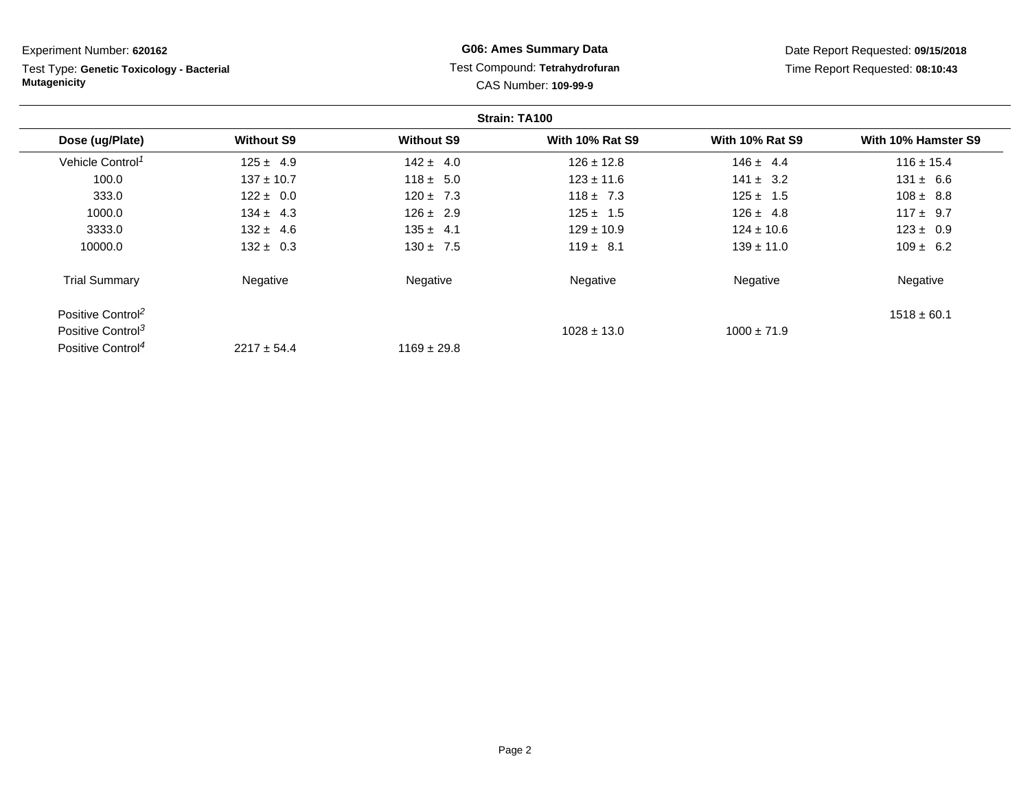Experiment Number: **620162**

Test Type: **Genetic Toxicology - Bacterial Mutagenicity**

**G06: Ames Summary Data**

Test Compound: **Tetrahydrofuran**

CAS Number: **109-99-9**

Date Report Requested: **09/15/2018**

Time Report Requested: **08:10:43**

**Strain: TA100**

| Dose (ug/Plate) | Without S9 | Without S9 | With 10% Rat S9 | With 10% Rat S9 | With 10% Hamster S9 |
|---|---|---|---|---|---|
| Vehicle Control[1] | 125 ± 4.9 | 142 ± 4.0 | 126 ± 12.8 | 146 ± 4.4 | 116 ± 15.4 |
| 100.0 | 137 ± 10.7 | 118 ± 5.0 | 123 ± 11.6 | 141 ± 3.2 | 131 ± 6.6 |
| 333.0 | 122 ± 0.0 | 120 ± 7.3 | 118 ± 7.3 | 125 ± 1.5 | 108 ± 8.8 |
| 1000.0 | 134 ± 4.3 | 126 ± 2.9 | 125 ± 1.5 | 126 ± 4.8 | 117 ± 9.7 |
| 3333.0 | 132 ± 4.6 | 135 ± 4.1 | 129 ± 10.9 | 124 ± 10.6 | 123 ± 0.9 |
| 10000.0 | 132 ± 0.3 | 130 ± 7.5 | 119 ± 8.1 | 139 ± 11.0 | 109 ± 6.2 |
| Trial Summary | Negative | Negative | Negative | Negative | Negative |
| Positive Control[2] | | | | | 1518 ± 60.1 |
| Positive Control[3] | | | 1028 ± 13.0 | 1000 ± 71.9 | |
| Positive Control[4] | 2217 ± 54.4 | 1169 ± 29.8 | | | |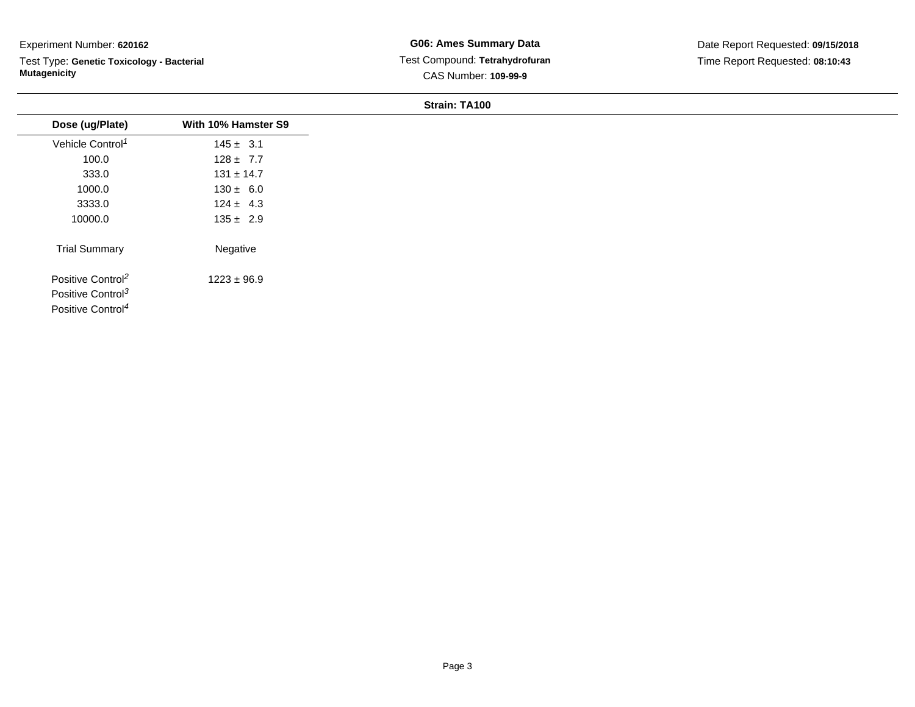Experiment Number: **620162**

Test Type: **Genetic Toxicology - Bacterial Mutagenicity**

**G06: Ames Summary Data**

Test Compound: **Tetrahydrofuran**

CAS Number: **109-99-9**

Date Report Requested: **09/15/2018**

Time Report Requested: **08:10:43**

**Strain: TA100**

| Dose (ug/Plate) | With 10% Hamster S9 |
|---|---|
| Vehicle Control[1] | 145 ± 3.1 |
| 100.0 | 128 ± 7.7 |
| 333.0 | 131 ± 14.7 |
| 1000.0 | 130 ± 6.0 |
| 3333.0 | 124 ± 4.3 |
| 10000.0 | 135 ± 2.9 |
| Trial Summary | Negative |
| Positive Control[2] | 1223 ± 96.9 |
| Positive Control[3] | |
| Positive Control[4] | |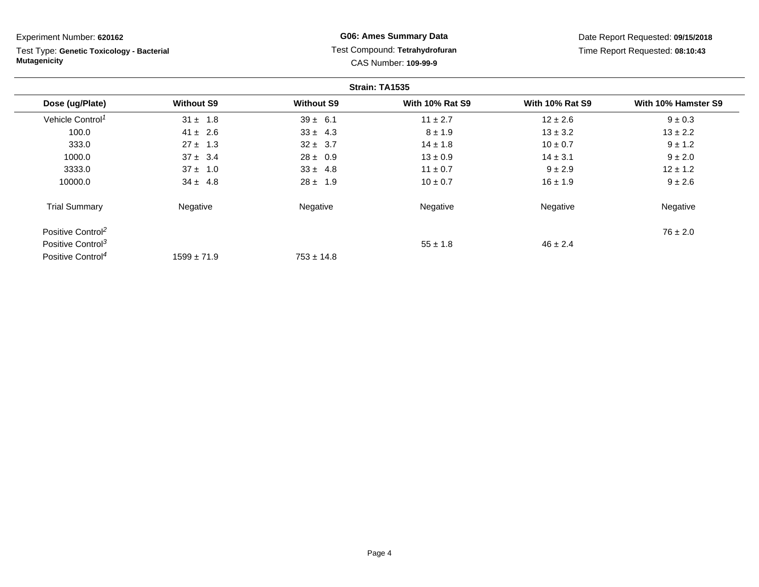Experiment Number: **620162**

Test Type: **Genetic Toxicology - Bacterial Mutagenicity**

**G06: Ames Summary Data**

Test Compound: **Tetrahydrofuran**

CAS Number: **109-99-9**

Date Report Requested: **09/15/2018**

Time Report Requested: **08:10:43**

**Strain: TA1535**

| Dose (ug/Plate) | Without S9 | Without S9 | With 10% Rat S9 | With 10% Rat S9 | With 10% Hamster S9 |
|---|---|---|---|---|---|
| Vehicle Control[1] | 31 ± 1.8 | 39 ± 6.1 | 11 ± 2.7 | 12 ± 2.6 | 9 ± 0.3 |
| 100.0 | 41 ± 2.6 | 33 ± 4.3 | 8 ± 1.9 | 13 ± 3.2 | 13 ± 2.2 |
| 333.0 | 27 ± 1.3 | 32 ± 3.7 | 14 ± 1.8 | 10 ± 0.7 | 9 ± 1.2 |
| 1000.0 | 37 ± 3.4 | 28 ± 0.9 | 13 ± 0.9 | 14 ± 3.1 | 9 ± 2.0 |
| 3333.0 | 37 ± 1.0 | 33 ± 4.8 | 11 ± 0.7 | 9 ± 2.9 | 12 ± 1.2 |
| 10000.0 | 34 ± 4.8 | 28 ± 1.9 | 10 ± 0.7 | 16 ± 1.9 | 9 ± 2.6 |
| Trial Summary | Negative | Negative | Negative | Negative | Negative |
| Positive Control[2] | | | | | 76 ± 2.0 |
| Positive Control[3] | | | 55 ± 1.8 | 46 ± 2.4 | |
| Positive Control[4] | 1599 ± 71.9 | 753 ± 14.8 | | | |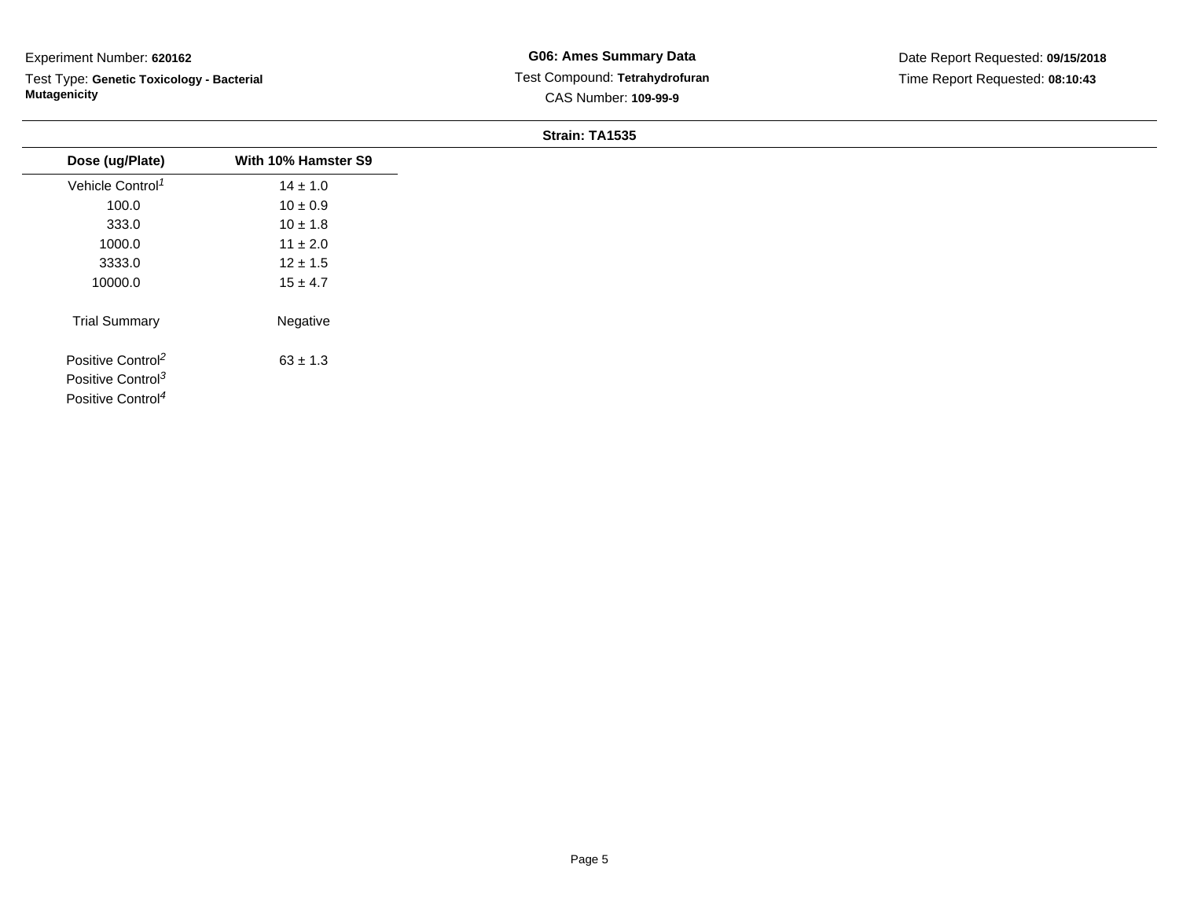Experiment Number: **620162**

Test Type: **Genetic Toxicology - Bacterial Mutagenicity**

**G06: Ames Summary Data**

Test Compound: **Tetrahydrofuran**

CAS Number: **109-99-9**

Date Report Requested: **09/15/2018**

Time Report Requested: **08:10:43**

**Strain: TA1535**

| Dose (ug/Plate) | With 10% Hamster S9 |
|---|---|
| Vehicle Control[1] | 14 ± 1.0 |
| 100.0 | 10 ± 0.9 |
| 333.0 | 10 ± 1.8 |
| 1000.0 | 11 ± 2.0 |
| 3333.0 | 12 ± 1.5 |
| 10000.0 | 15 ± 4.7 |
| Trial Summary | Negative |
| Positive Control[2] | 63 ± 1.3 |
| Positive Control[3] | |
| Positive Control[4] | |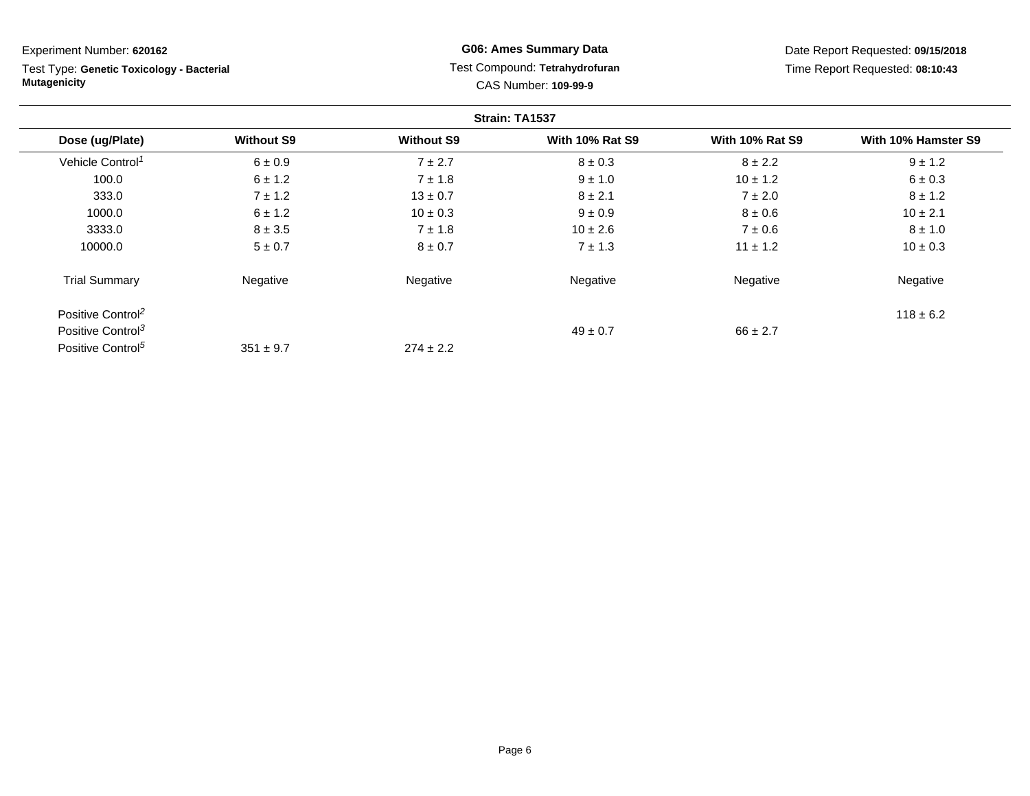Experiment Number: **620162**

Test Type: **Genetic Toxicology - Bacterial Mutagenicity**

**G06: Ames Summary Data**

Test Compound: **Tetrahydrofuran**

CAS Number: **109-99-9**

Date Report Requested: **09/15/2018**

Time Report Requested: **08:10:43**

**Strain: TA1537**

| Dose (ug/Plate) | Without S9 | Without S9 | With 10% Rat S9 | With 10% Rat S9 | With 10% Hamster S9 |
|---|---|---|---|---|---|
| Vehicle Control[1] | 6 ± 0.9 | 7 ± 2.7 | 8 ± 0.3 | 8 ± 2.2 | 9 ± 1.2 |
| 100.0 | 6 ± 1.2 | 7 ± 1.8 | 9 ± 1.0 | 10 ± 1.2 | 6 ± 0.3 |
| 333.0 | 7 ± 1.2 | 13 ± 0.7 | 8 ± 2.1 | 7 ± 2.0 | 8 ± 1.2 |
| 1000.0 | 6 ± 1.2 | 10 ± 0.3 | 9 ± 0.9 | 8 ± 0.6 | 10 ± 2.1 |
| 3333.0 | 8 ± 3.5 | 7 ± 1.8 | 10 ± 2.6 | 7 ± 0.6 | 8 ± 1.0 |
| 10000.0 | 5 ± 0.7 | 8 ± 0.7 | 7 ± 1.3 | 11 ± 1.2 | 10 ± 0.3 |
| Trial Summary | Negative | Negative | Negative | Negative | Negative |
| Positive Control[2] | | | | | 118 ± 6.2 |
| Positive Control[3] | | | 49 ± 0.7 | 66 ± 2.7 | |
| Positive Control[5] | 351 ± 9.7 | 274 ± 2.2 | | | |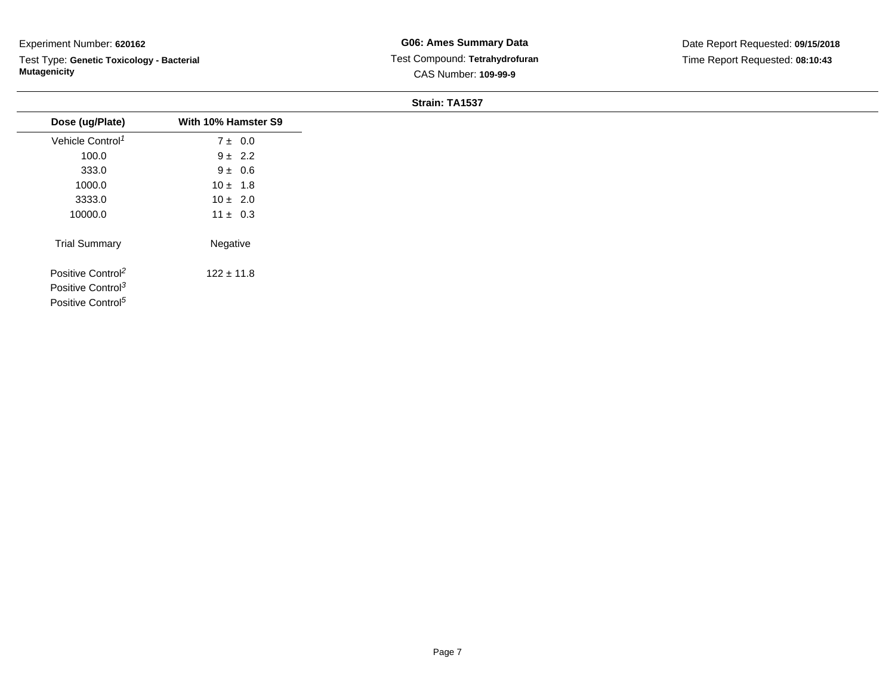Experiment Number: **620162**

Test Type: **Genetic Toxicology - Bacterial Mutagenicity**

**G06: Ames Summary Data**

Test Compound: **Tetrahydrofuran**

CAS Number: **109-99-9**

Date Report Requested: **09/15/2018**

Time Report Requested: **08:10:43**

**Strain: TA1537**

| Dose (ug/Plate) | With 10% Hamster S9 |
|---|---|
| Vehicle Control[1] | 7 ± 0.0 |
| 100.0 | 9 ± 2.2 |
| 333.0 | 9 ± 0.6 |
| 1000.0 | 10 ± 1.8 |
| 3333.0 | 10 ± 2.0 |
| 10000.0 | 11 ± 0.3 |
| Trial Summary | Negative |
| Positive Control[2] | 122 ± 11.8 |
| Positive Control[3] | |
| Positive Control[5] | |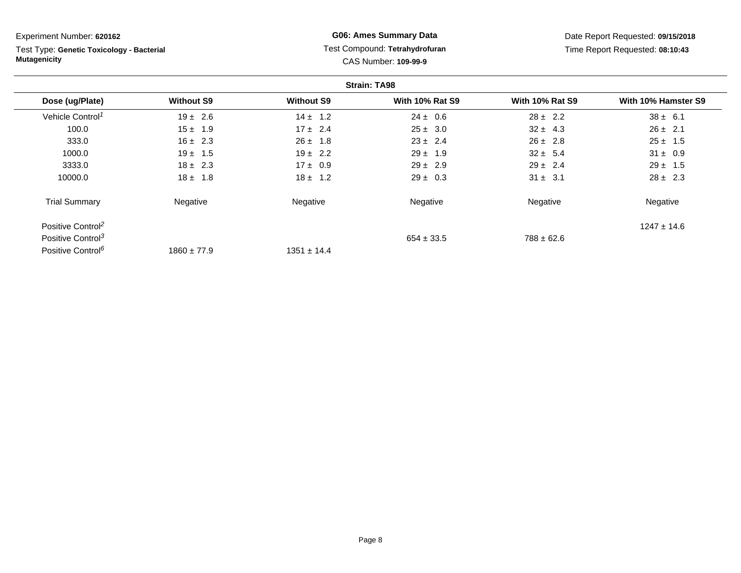Experiment Number: **620162**

Test Type: **Genetic Toxicology - Bacterial Mutagenicity**

**G06: Ames Summary Data**

Test Compound: **Tetrahydrofuran**

CAS Number: **109-99-9**

Date Report Requested: **09/15/2018**

Time Report Requested: **08:10:43**

**Strain: TA98**

| Dose (ug/Plate) | Without S9 | Without S9 | With 10% Rat S9 | With 10% Rat S9 | With 10% Hamster S9 |
|---|---|---|---|---|---|
| Vehicle Control[1] | 19 ± 2.6 | 14 ± 1.2 | 24 ± 0.6 | 28 ± 2.2 | 38 ± 6.1 |
| 100.0 | 15 ± 1.9 | 17 ± 2.4 | 25 ± 3.0 | 32 ± 4.3 | 26 ± 2.1 |
| 333.0 | 16 ± 2.3 | 26 ± 1.8 | 23 ± 2.4 | 26 ± 2.8 | 25 ± 1.5 |
| 1000.0 | 19 ± 1.5 | 19 ± 2.2 | 29 ± 1.9 | 32 ± 5.4 | 31 ± 0.9 |
| 3333.0 | 18 ± 2.3 | 17 ± 0.9 | 29 ± 2.9 | 29 ± 2.4 | 29 ± 1.5 |
| 10000.0 | 18 ± 1.8 | 18 ± 1.2 | 29 ± 0.3 | 31 ± 3.1 | 28 ± 2.3 |
| Trial Summary | Negative | Negative | Negative | Negative | Negative |
| Positive Control[2] | | | | | 1247 ± 14.6 |
| Positive Control[3] | | | 654 ± 33.5 | 788 ± 62.6 | |
| Positive Control[6] | 1860 ± 77.9 | 1351 ± 14.4 | | | |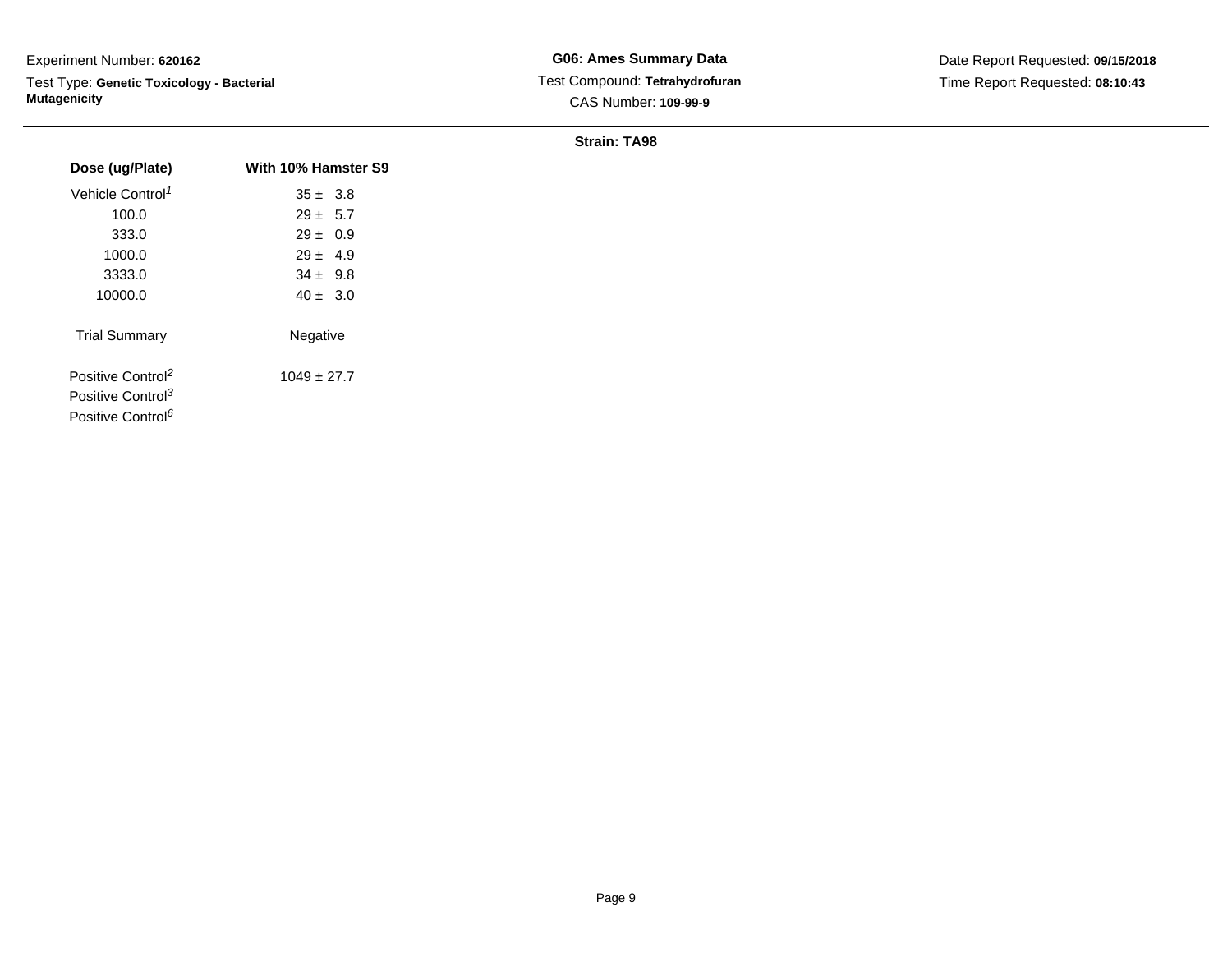Experiment Number: **620162**

Test Type: **Genetic Toxicology - Bacterial Mutagenicity**

**G06: Ames Summary Data**

Test Compound: **Tetrahydrofuran**

CAS Number: **109-99-9**

Date Report Requested: **09/15/2018**

Time Report Requested: **08:10:43**

**Strain: TA98**

| Dose (ug/Plate) | With 10% Hamster S9 |
|---|---|
| Vehicle Control[1] | 35 ± 3.8 |
| 100.0 | 29 ± 5.7 |
| 333.0 | 29 ± 0.9 |
| 1000.0 | 29 ± 4.9 |
| 3333.0 | 34 ± 9.8 |
| 10000.0 | 40 ± 3.0 |
| Trial Summary | Negative |
| Positive Control[2] | 1049 ± 27.7 |
| Positive Control[3] | |
| Positive Control[6] | |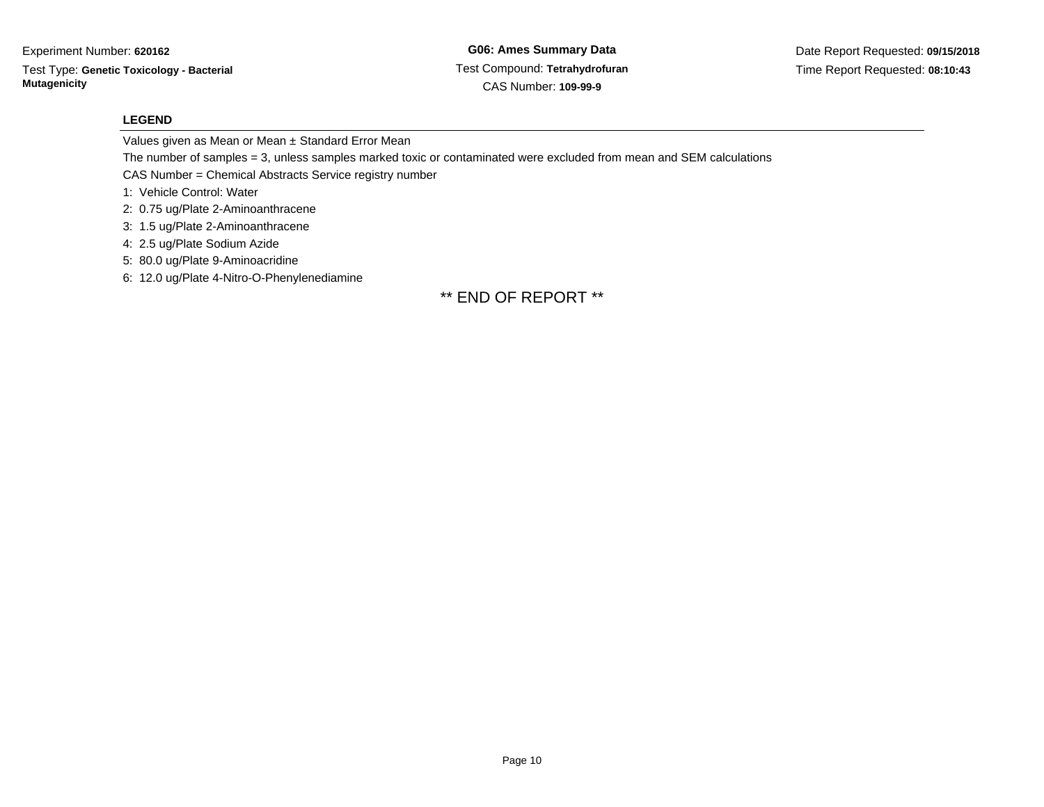**LEGEND**

Values given as Mean or Mean ± Standard Error Mean

The number of samples = 3, unless samples marked toxic or contaminated were excluded from mean and SEM calculations

CAS Number = Chemical Abstracts Service registry number

1: Vehicle Control: Water

2: 0.75 ug/Plate 2-Aminoanthracene

3: 1.5 ug/Plate 2-Aminoanthracene

4: 2.5 ug/Plate Sodium Azide

5: 80.0 ug/Plate 9-Aminoacridine

6: 12.0 ug/Plate 4-Nitro-O-Phenylenediamine

** END OF REPORT **